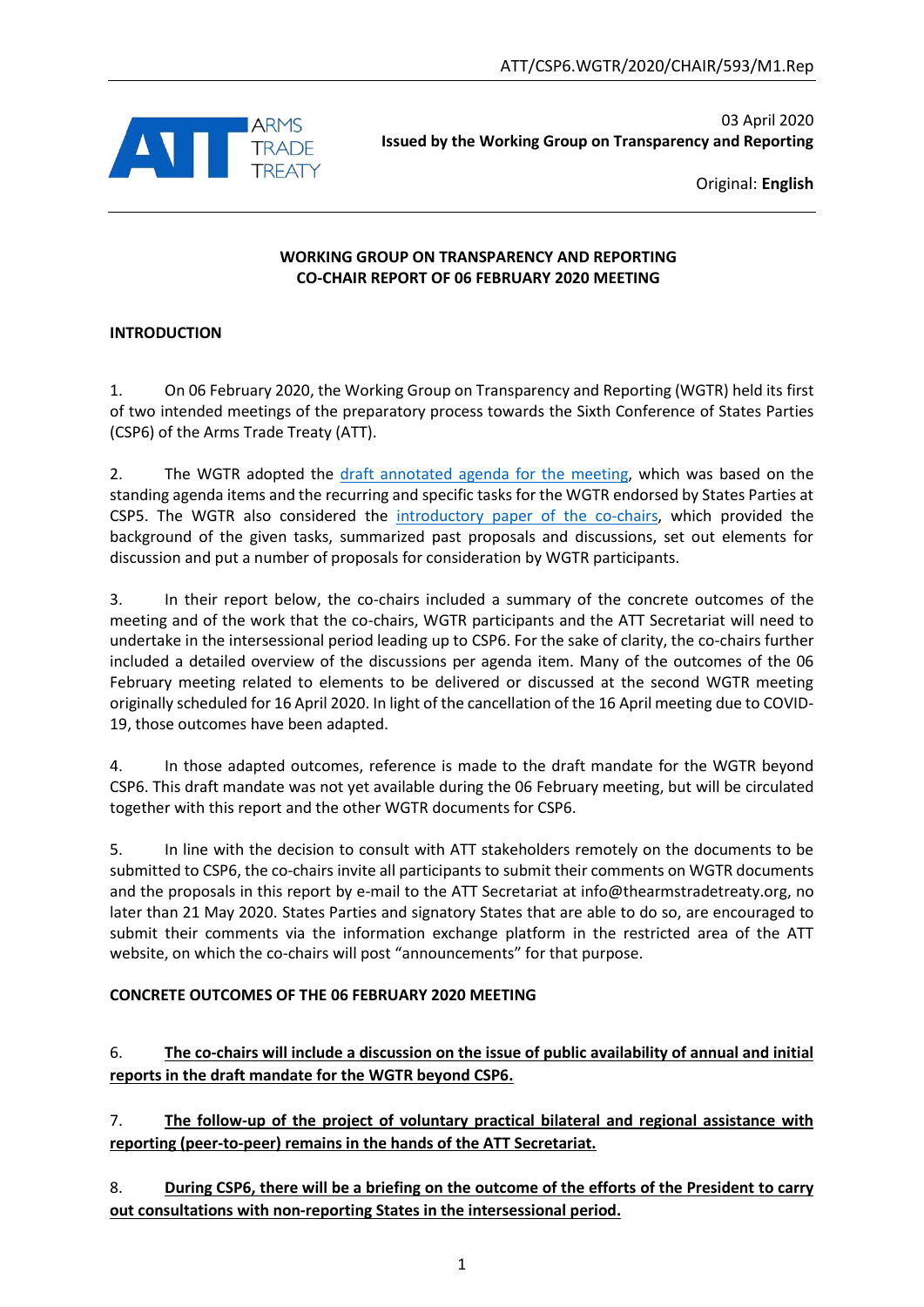ATT/CSP6.WGTR/2020/CHAIR/593/M1.Rep

03 April 2020

**Issued by the Working Group on Transparency and Reporting**

Original: **English**

**WORKING GROUP ON TRANSPARENCY AND REPORTING**
**CO-CHAIR REPORT OF 06 FEBRUARY 2020 MEETING**

## INTRODUCTION

1. On 06 February 2020, the Working Group on Transparency and Reporting (WGTR) held its first of two intended meetings of the preparatory process towards the Sixth Conference of States Parties (CSP6) of the Arms Trade Treaty (ATT).

2. The WGTR adopted the draft annotated agenda for the meeting, which was based on the standing agenda items and the recurring and specific tasks for the WGTR endorsed by States Parties at CSP5. The WGTR also considered the introductory paper of the co-chairs, which provided the background of the given tasks, summarized past proposals and discussions, set out elements for discussion and put a number of proposals for consideration by WGTR participants.

3. In their report below, the co-chairs included a summary of the concrete outcomes of the meeting and of the work that the co-chairs, WGTR participants and the ATT Secretariat will need to undertake in the intersessional period leading up to CSP6. For the sake of clarity, the co-chairs further included a detailed overview of the discussions per agenda item. Many of the outcomes of the 06 February meeting related to elements to be delivered or discussed at the second WGTR meeting originally scheduled for 16 April 2020. In light of the cancellation of the 16 April meeting due to COVID-19, those outcomes have been adapted.

4. In those adapted outcomes, reference is made to the draft mandate for the WGTR beyond CSP6. This draft mandate was not yet available during the 06 February meeting, but will be circulated together with this report and the other WGTR documents for CSP6.

5. In line with the decision to consult with ATT stakeholders remotely on the documents to be submitted to CSP6, the co-chairs invite all participants to submit their comments on WGTR documents and the proposals in this report by e-mail to the ATT Secretariat at info@thearmstradetreaty.org, no later than 21 May 2020. States Parties and signatory States that are able to do so, are encouraged to submit their comments via the information exchange platform in the restricted area of the ATT website, on which the co-chairs will post "announcements" for that purpose.

## CONCRETE OUTCOMES OF THE 06 FEBRUARY 2020 MEETING

6. **The co-chairs will include a discussion on the issue of public availability of annual and initial reports in the draft mandate for the WGTR beyond CSP6.**

7. **The follow-up of the project of voluntary practical bilateral and regional assistance with reporting (peer-to-peer) remains in the hands of the ATT Secretariat.**

8. **During CSP6, there will be a briefing on the outcome of the efforts of the President to carry out consultations with non-reporting States in the intersessional period.**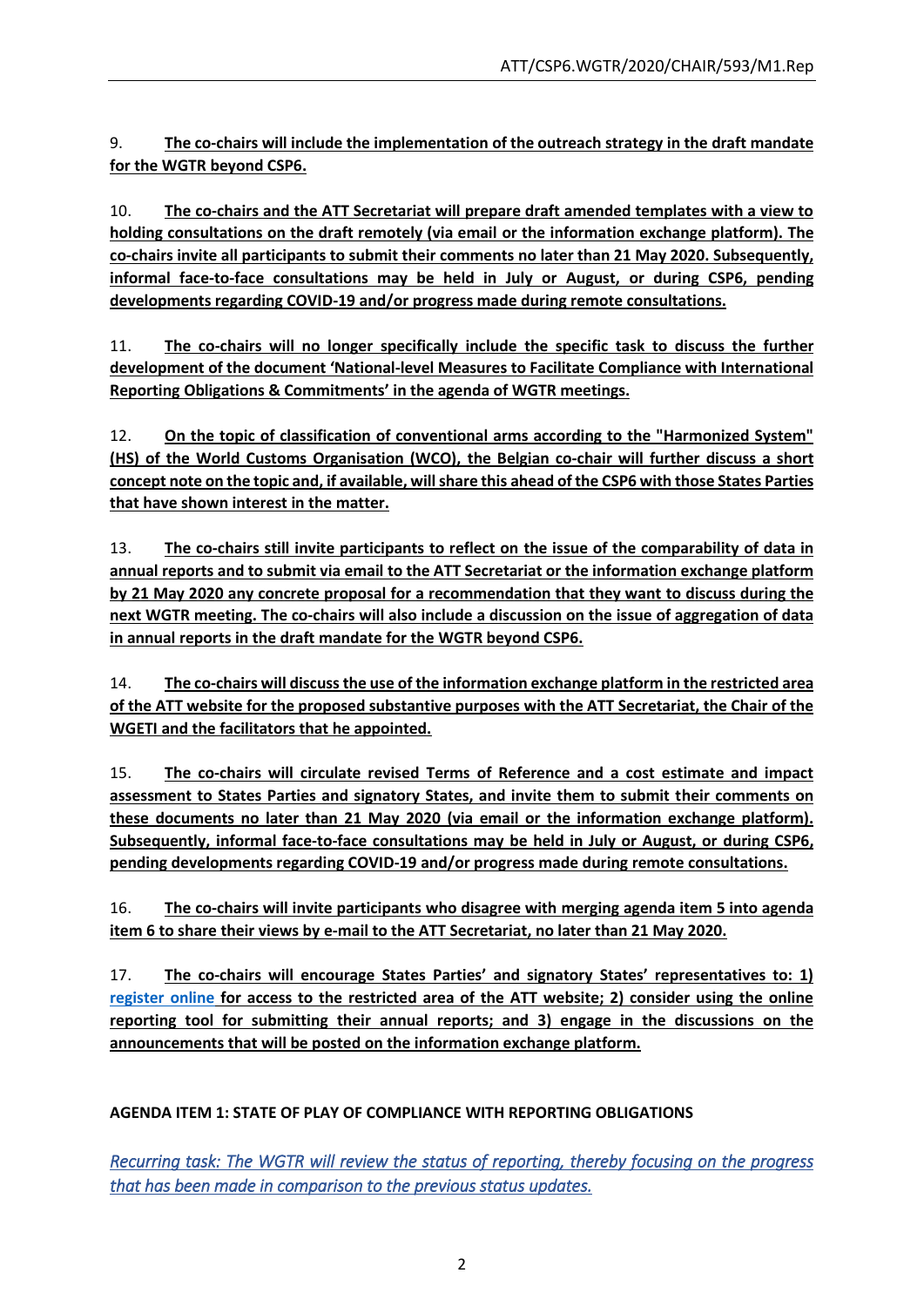9. **The co-chairs will include the implementation of the outreach strategy in the draft mandate for the WGTR beyond CSP6.**

10. **The co-chairs and the ATT Secretariat will prepare draft amended templates with a view to holding consultations on the draft remotely (via email or the information exchange platform). The co-chairs invite all participants to submit their comments no later than 21 May 2020. Subsequently, informal face-to-face consultations may be held in July or August, or during CSP6, pending developments regarding COVID-19 and/or progress made during remote consultations.**

11. **The co-chairs will no longer specifically include the specific task to discuss the further development of the document 'National-level Measures to Facilitate Compliance with International Reporting Obligations & Commitments' in the agenda of WGTR meetings.**

12. **On the topic of classification of conventional arms according to the "Harmonized System" (HS) of the World Customs Organisation (WCO), the Belgian co-chair will further discuss a short concept note on the topic and, if available, will share this ahead of the CSP6 with those States Parties that have shown interest in the matter.**

13. **The co-chairs still invite participants to reflect on the issue of the comparability of data in annual reports and to submit via email to the ATT Secretariat or the information exchange platform by 21 May 2020 any concrete proposal for a recommendation that they want to discuss during the next WGTR meeting. The co-chairs will also include a discussion on the issue of aggregation of data in annual reports in the draft mandate for the WGTR beyond CSP6.**

14. **The co-chairs will discuss the use of the information exchange platform in the restricted area of the ATT website for the proposed substantive purposes with the ATT Secretariat, the Chair of the WGETI and the facilitators that he appointed.**

15. **The co-chairs will circulate revised Terms of Reference and a cost estimate and impact assessment to States Parties and signatory States, and invite them to submit their comments on these documents no later than 21 May 2020 (via email or the information exchange platform). Subsequently, informal face-to-face consultations may be held in July or August, or during CSP6, pending developments regarding COVID-19 and/or progress made during remote consultations.**

16. **The co-chairs will invite participants who disagree with merging agenda item 5 into agenda item 6 to share their views by e-mail to the ATT Secretariat, no later than 21 May 2020.**

17. **The co-chairs will encourage States Parties' and signatory States' representatives to: 1) register online for access to the restricted area of the ATT website; 2) consider using the online reporting tool for submitting their annual reports; and 3) engage in the discussions on the announcements that will be posted on the information exchange platform.**

## AGENDA ITEM 1: STATE OF PLAY OF COMPLIANCE WITH REPORTING OBLIGATIONS

*Recurring task: The WGTR will review the status of reporting, thereby focusing on the progress that has been made in comparison to the previous status updates.*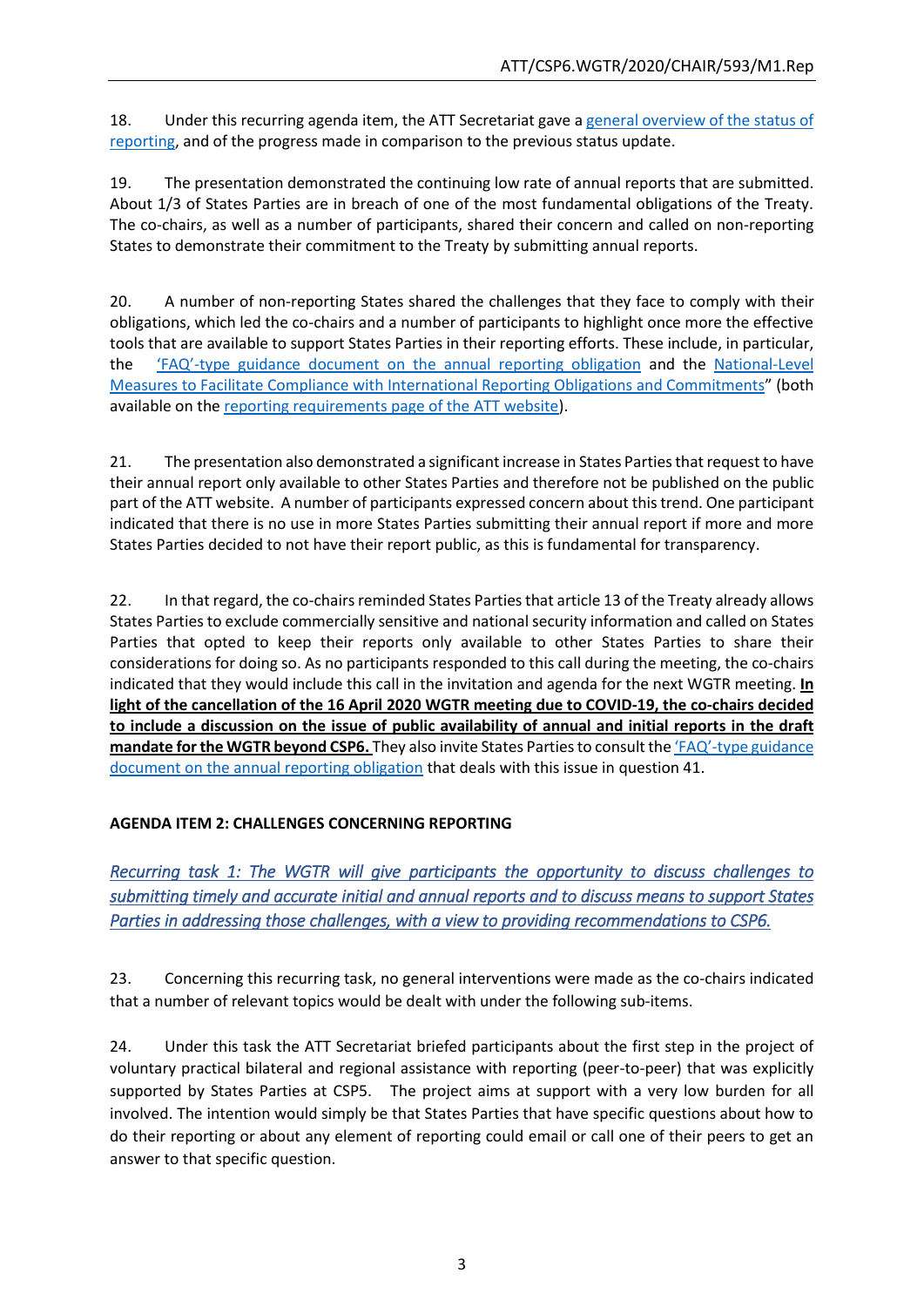18. Under this recurring agenda item, the ATT Secretariat gave a general overview of the status of reporting, and of the progress made in comparison to the previous status update.

19. The presentation demonstrated the continuing low rate of annual reports that are submitted. About 1/3 of States Parties are in breach of one of the most fundamental obligations of the Treaty. The co-chairs, as well as a number of participants, shared their concern and called on non-reporting States to demonstrate their commitment to the Treaty by submitting annual reports.

20. A number of non-reporting States shared the challenges that they face to comply with their obligations, which led the co-chairs and a number of participants to highlight once more the effective tools that are available to support States Parties in their reporting efforts. These include, in particular, the 'FAQ'-type guidance document on the annual reporting obligation and the National-Level Measures to Facilitate Compliance with International Reporting Obligations and Commitments" (both available on the reporting requirements page of the ATT website).

21. The presentation also demonstrated a significant increase in States Parties that request to have their annual report only available to other States Parties and therefore not be published on the public part of the ATT website. A number of participants expressed concern about this trend. One participant indicated that there is no use in more States Parties submitting their annual report if more and more States Parties decided to not have their report public, as this is fundamental for transparency.

22. In that regard, the co-chairs reminded States Parties that article 13 of the Treaty already allows States Parties to exclude commercially sensitive and national security information and called on States Parties that opted to keep their reports only available to other States Parties to share their considerations for doing so. As no participants responded to this call during the meeting, the co-chairs indicated that they would include this call in the invitation and agenda for the next WGTR meeting. **In light of the cancellation of the 16 April 2020 WGTR meeting due to COVID-19, the co-chairs decided to include a discussion on the issue of public availability of annual and initial reports in the draft mandate for the WGTR beyond CSP6.** They also invite States Parties to consult the 'FAQ'-type guidance document on the annual reporting obligation that deals with this issue in question 41.

**AGENDA ITEM 2: CHALLENGES CONCERNING REPORTING**

*Recurring task 1: The WGTR will give participants the opportunity to discuss challenges to submitting timely and accurate initial and annual reports and to discuss means to support States Parties in addressing those challenges, with a view to providing recommendations to CSP6.*

23. Concerning this recurring task, no general interventions were made as the co-chairs indicated that a number of relevant topics would be dealt with under the following sub-items.

24. Under this task the ATT Secretariat briefed participants about the first step in the project of voluntary practical bilateral and regional assistance with reporting (peer-to-peer) that was explicitly supported by States Parties at CSP5. The project aims at support with a very low burden for all involved. The intention would simply be that States Parties that have specific questions about how to do their reporting or about any element of reporting could email or call one of their peers to get an answer to that specific question.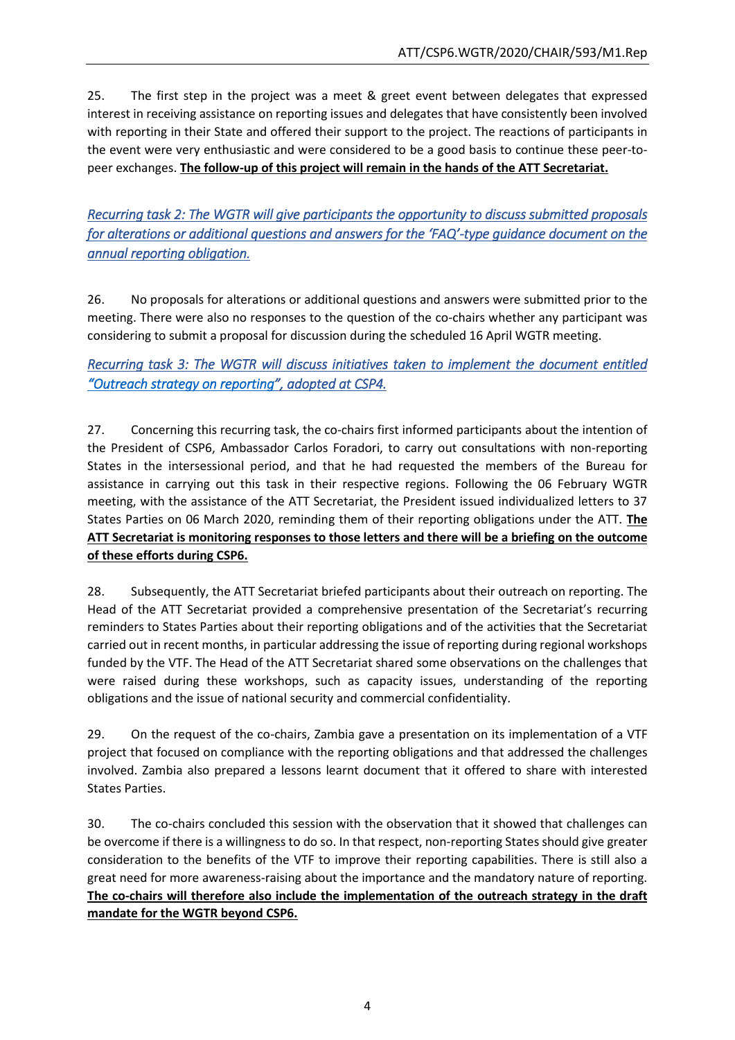25. The first step in the project was a meet & greet event between delegates that expressed interest in receiving assistance on reporting issues and delegates that have consistently been involved with reporting in their State and offered their support to the project. The reactions of participants in the event were very enthusiastic and were considered to be a good basis to continue these peer-to-peer exchanges. **The follow-up of this project will remain in the hands of the ATT Secretariat.**

*Recurring task 2: The WGTR will give participants the opportunity to discuss submitted proposals for alterations or additional questions and answers for the 'FAQ'-type guidance document on the annual reporting obligation.*

26. No proposals for alterations or additional questions and answers were submitted prior to the meeting. There were also no responses to the question of the co-chairs whether any participant was considering to submit a proposal for discussion during the scheduled 16 April WGTR meeting.

*Recurring task 3: The WGTR will discuss initiatives taken to implement the document entitled "Outreach strategy on reporting", adopted at CSP4.*

27. Concerning this recurring task, the co-chairs first informed participants about the intention of the President of CSP6, Ambassador Carlos Foradori, to carry out consultations with non-reporting States in the intersessional period, and that he had requested the members of the Bureau for assistance in carrying out this task in their respective regions. Following the 06 February WGTR meeting, with the assistance of the ATT Secretariat, the President issued individualized letters to 37 States Parties on 06 March 2020, reminding them of their reporting obligations under the ATT. **The ATT Secretariat is monitoring responses to those letters and there will be a briefing on the outcome of these efforts during CSP6.**

28. Subsequently, the ATT Secretariat briefed participants about their outreach on reporting. The Head of the ATT Secretariat provided a comprehensive presentation of the Secretariat's recurring reminders to States Parties about their reporting obligations and of the activities that the Secretariat carried out in recent months, in particular addressing the issue of reporting during regional workshops funded by the VTF. The Head of the ATT Secretariat shared some observations on the challenges that were raised during these workshops, such as capacity issues, understanding of the reporting obligations and the issue of national security and commercial confidentiality.

29. On the request of the co-chairs, Zambia gave a presentation on its implementation of a VTF project that focused on compliance with the reporting obligations and that addressed the challenges involved. Zambia also prepared a lessons learnt document that it offered to share with interested States Parties.

30. The co-chairs concluded this session with the observation that it showed that challenges can be overcome if there is a willingness to do so. In that respect, non-reporting States should give greater consideration to the benefits of the VTF to improve their reporting capabilities. There is still also a great need for more awareness-raising about the importance and the mandatory nature of reporting. **The co-chairs will therefore also include the implementation of the outreach strategy in the draft mandate for the WGTR beyond CSP6.**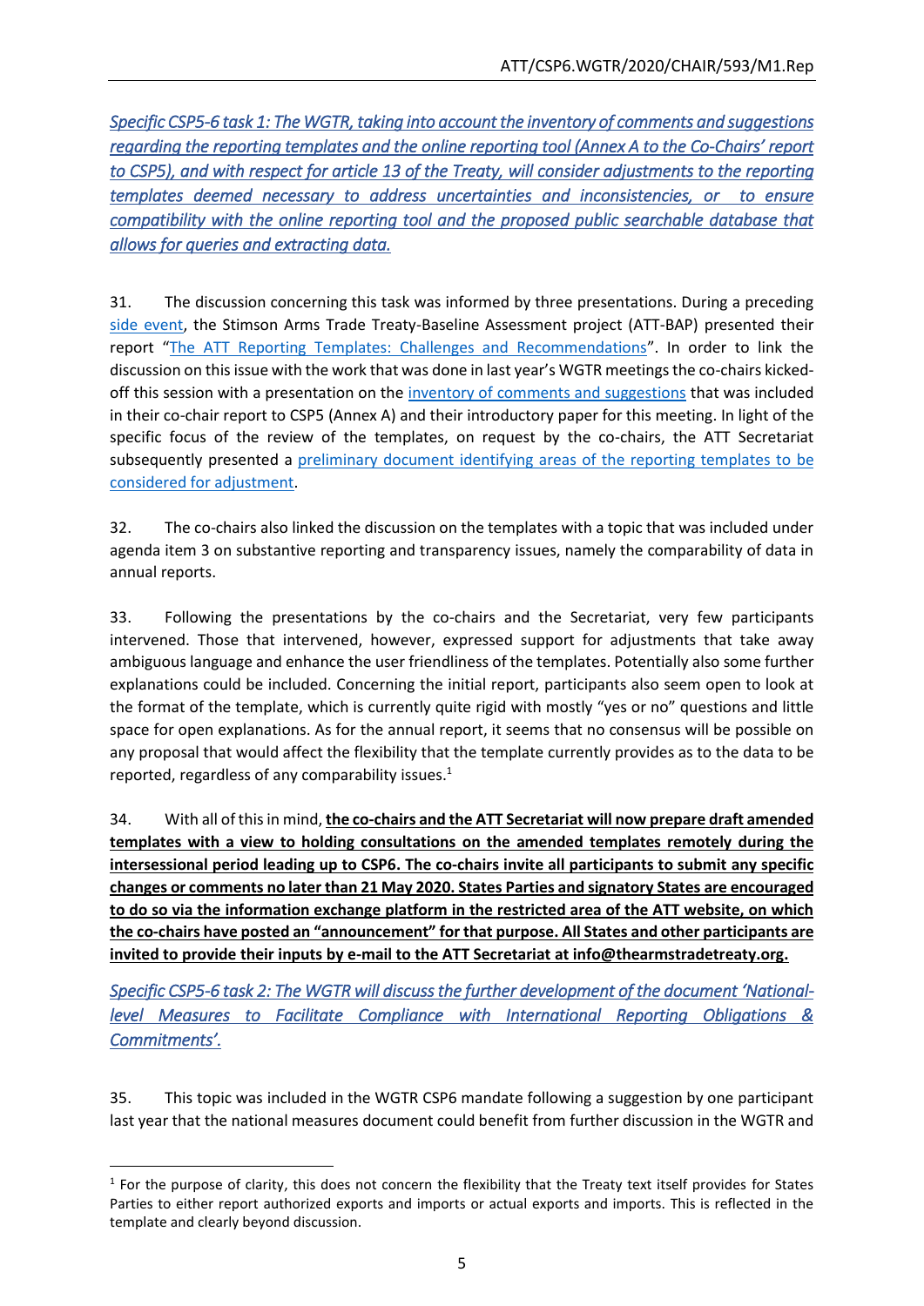*Specific CSP5-6 task 1: The WGTR, taking into account the inventory of comments and suggestions regarding the reporting templates and the online reporting tool (Annex A to the Co-Chairs' report to CSP5), and with respect for article 13 of the Treaty, will consider adjustments to the reporting templates deemed necessary to address uncertainties and inconsistencies, or to ensure compatibility with the online reporting tool and the proposed public searchable database that allows for queries and extracting data.*

31. The discussion concerning this task was informed by three presentations. During a preceding side event, the Stimson Arms Trade Treaty-Baseline Assessment project (ATT-BAP) presented their report "The ATT Reporting Templates: Challenges and Recommendations". In order to link the discussion on this issue with the work that was done in last year's WGTR meetings the co-chairs kicked-off this session with a presentation on the inventory of comments and suggestions that was included in their co-chair report to CSP5 (Annex A) and their introductory paper for this meeting. In light of the specific focus of the review of the templates, on request by the co-chairs, the ATT Secretariat subsequently presented a preliminary document identifying areas of the reporting templates to be considered for adjustment.

32. The co-chairs also linked the discussion on the templates with a topic that was included under agenda item 3 on substantive reporting and transparency issues, namely the comparability of data in annual reports.

33. Following the presentations by the co-chairs and the Secretariat, very few participants intervened. Those that intervened, however, expressed support for adjustments that take away ambiguous language and enhance the user friendliness of the templates. Potentially also some further explanations could be included. Concerning the initial report, participants also seem open to look at the format of the template, which is currently quite rigid with mostly "yes or no" questions and little space for open explanations. As for the annual report, it seems that no consensus will be possible on any proposal that would affect the flexibility that the template currently provides as to the data to be reported, regardless of any comparability issues.[1]

34. With all of this in mind, **the co-chairs and the ATT Secretariat will now prepare draft amended templates with a view to holding consultations on the amended templates remotely during the intersessional period leading up to CSP6. The co-chairs invite all participants to submit any specific changes or comments no later than 21 May 2020. States Parties and signatory States are encouraged to do so via the information exchange platform in the restricted area of the ATT website, on which the co-chairs have posted an "announcement" for that purpose. All States and other participants are invited to provide their inputs by e-mail to the ATT Secretariat at info@thearmstradetreaty.org.**

*Specific CSP5-6 task 2: The WGTR will discuss the further development of the document 'National-level Measures to Facilitate Compliance with International Reporting Obligations & Commitments'.*

35. This topic was included in the WGTR CSP6 mandate following a suggestion by one participant last year that the national measures document could benefit from further discussion in the WGTR and

[1] For the purpose of clarity, this does not concern the flexibility that the Treaty text itself provides for States Parties to either report authorized exports and imports or actual exports and imports. This is reflected in the template and clearly beyond discussion.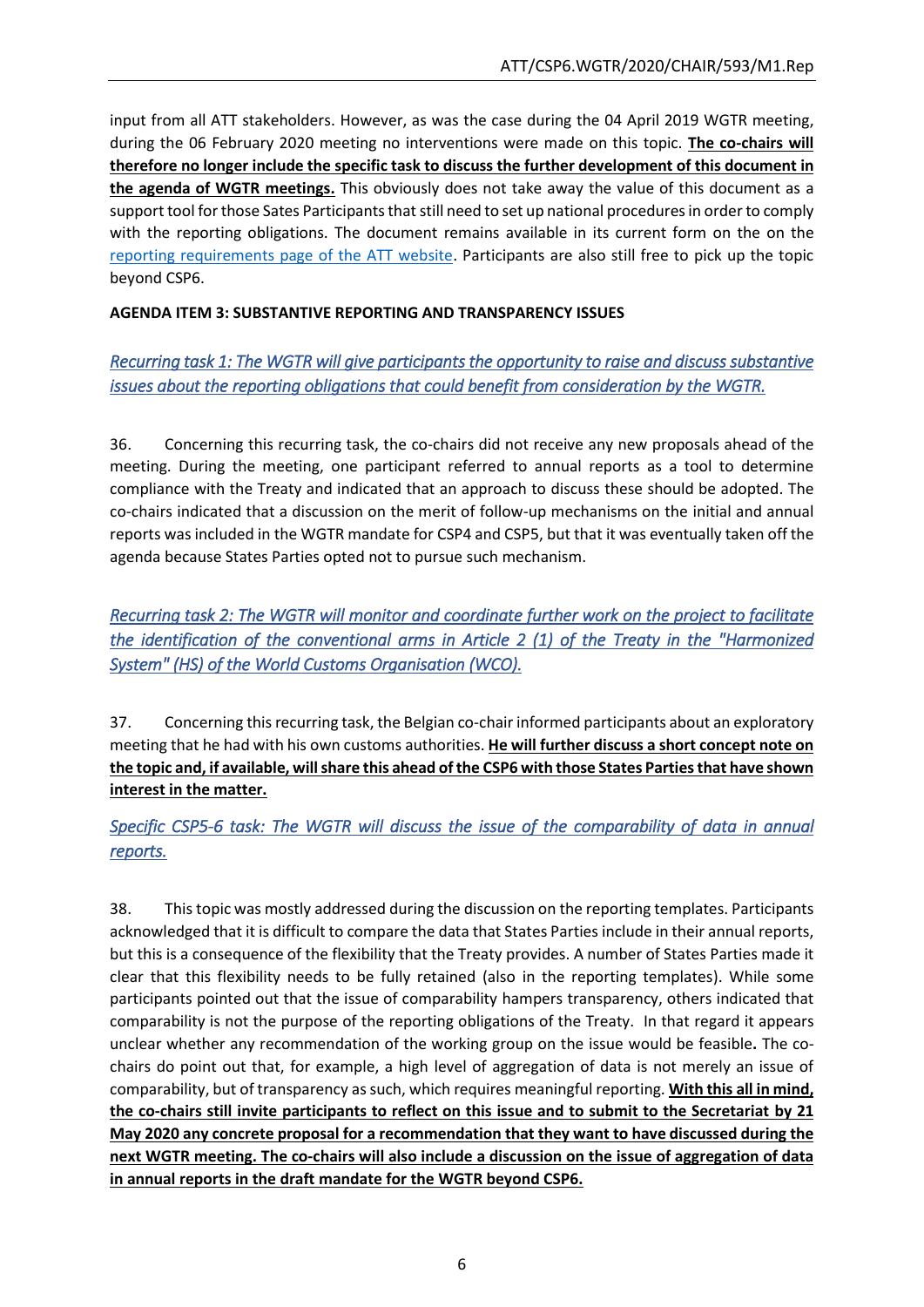input from all ATT stakeholders. However, as was the case during the 04 April 2019 WGTR meeting, during the 06 February 2020 meeting no interventions were made on this topic. **The co-chairs will therefore no longer include the specific task to discuss the further development of this document in the agenda of WGTR meetings.** This obviously does not take away the value of this document as a support tool for those Sates Participants that still need to set up national procedures in order to comply with the reporting obligations. The document remains available in its current form on the on the [reporting requirements page of the ATT website](). Participants are also still free to pick up the topic beyond CSP6.

**AGENDA ITEM 3: SUBSTANTIVE REPORTING AND TRANSPARENCY ISSUES**

*Recurring task 1: The WGTR will give participants the opportunity to raise and discuss substantive issues about the reporting obligations that could benefit from consideration by the WGTR.*

36. Concerning this recurring task, the co-chairs did not receive any new proposals ahead of the meeting. During the meeting, one participant referred to annual reports as a tool to determine compliance with the Treaty and indicated that an approach to discuss these should be adopted. The co-chairs indicated that a discussion on the merit of follow-up mechanisms on the initial and annual reports was included in the WGTR mandate for CSP4 and CSP5, but that it was eventually taken off the agenda because States Parties opted not to pursue such mechanism.

*Recurring task 2: The WGTR will monitor and coordinate further work on the project to facilitate the identification of the conventional arms in Article 2 (1) of the Treaty in the "Harmonized System" (HS) of the World Customs Organisation (WCO).*

37. Concerning this recurring task, the Belgian co-chair informed participants about an exploratory meeting that he had with his own customs authorities. **He will further discuss a short concept note on the topic and, if available, will share this ahead of the CSP6 with those States Parties that have shown interest in the matter.**

*Specific CSP5-6 task: The WGTR will discuss the issue of the comparability of data in annual reports.*

38. This topic was mostly addressed during the discussion on the reporting templates. Participants acknowledged that it is difficult to compare the data that States Parties include in their annual reports, but this is a consequence of the flexibility that the Treaty provides. A number of States Parties made it clear that this flexibility needs to be fully retained (also in the reporting templates). While some participants pointed out that the issue of comparability hampers transparency, others indicated that comparability is not the purpose of the reporting obligations of the Treaty. In that regard it appears unclear whether any recommendation of the working group on the issue would be feasible**.** The co-chairs do point out that, for example, a high level of aggregation of data is not merely an issue of comparability, but of transparency as such, which requires meaningful reporting. **With this all in mind, the co-chairs still invite participants to reflect on this issue and to submit to the Secretariat by 21 May 2020 any concrete proposal for a recommendation that they want to have discussed during the next WGTR meeting. The co-chairs will also include a discussion on the issue of aggregation of data in annual reports in the draft mandate for the WGTR beyond CSP6.**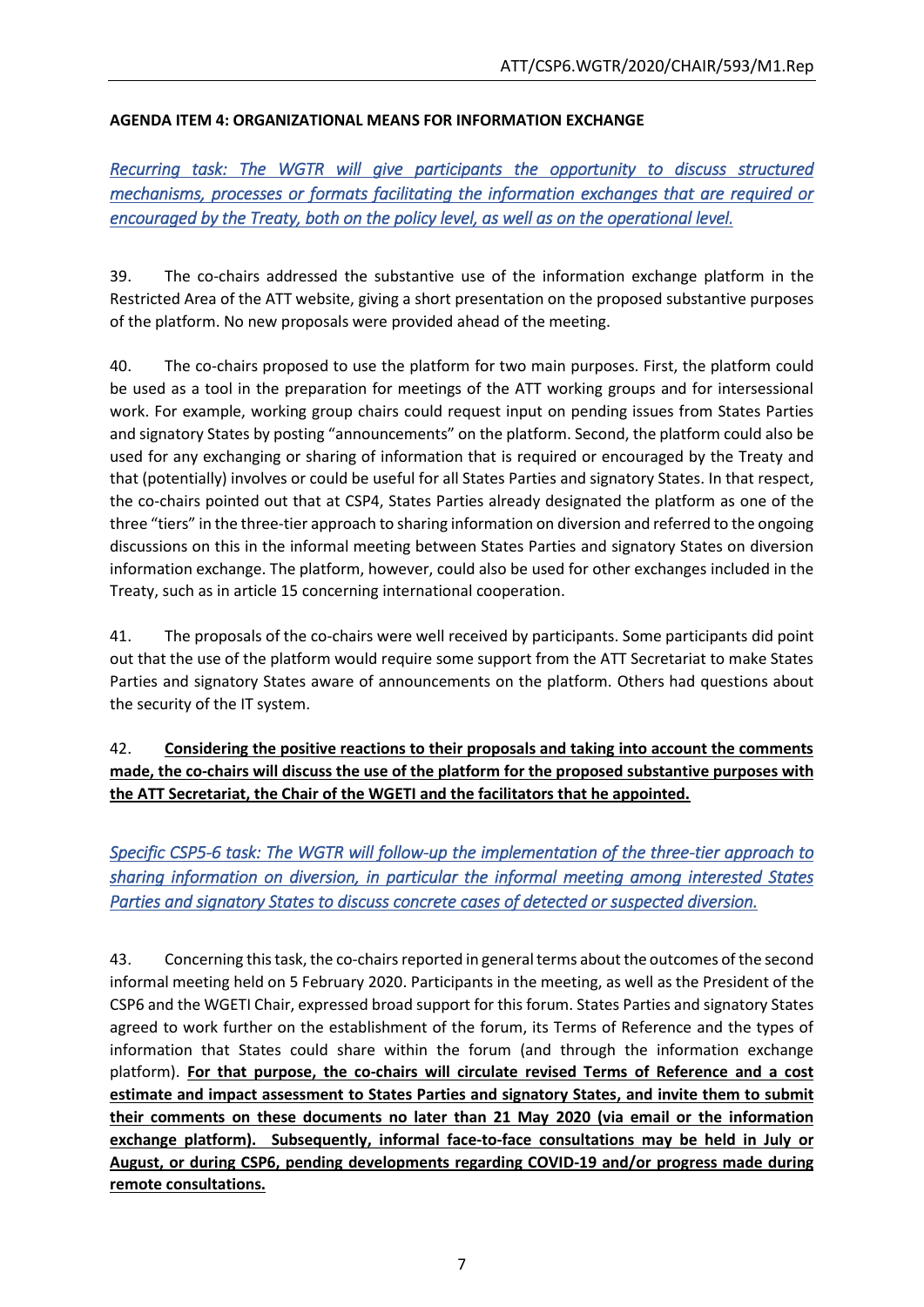**AGENDA ITEM 4: ORGANIZATIONAL MEANS FOR INFORMATION EXCHANGE**

*Recurring task: The WGTR will give participants the opportunity to discuss structured mechanisms, processes or formats facilitating the information exchanges that are required or encouraged by the Treaty, both on the policy level, as well as on the operational level.*

39. The co-chairs addressed the substantive use of the information exchange platform in the Restricted Area of the ATT website, giving a short presentation on the proposed substantive purposes of the platform. No new proposals were provided ahead of the meeting.

40. The co-chairs proposed to use the platform for two main purposes. First, the platform could be used as a tool in the preparation for meetings of the ATT working groups and for intersessional work. For example, working group chairs could request input on pending issues from States Parties and signatory States by posting "announcements" on the platform. Second, the platform could also be used for any exchanging or sharing of information that is required or encouraged by the Treaty and that (potentially) involves or could be useful for all States Parties and signatory States. In that respect, the co-chairs pointed out that at CSP4, States Parties already designated the platform as one of the three "tiers" in the three-tier approach to sharing information on diversion and referred to the ongoing discussions on this in the informal meeting between States Parties and signatory States on diversion information exchange. The platform, however, could also be used for other exchanges included in the Treaty, such as in article 15 concerning international cooperation.

41. The proposals of the co-chairs were well received by participants. Some participants did point out that the use of the platform would require some support from the ATT Secretariat to make States Parties and signatory States aware of announcements on the platform. Others had questions about the security of the IT system.

42. **Considering the positive reactions to their proposals and taking into account the comments made, the co-chairs will discuss the use of the platform for the proposed substantive purposes with the ATT Secretariat, the Chair of the WGETI and the facilitators that he appointed.**

*Specific CSP5-6 task: The WGTR will follow-up the implementation of the three-tier approach to sharing information on diversion, in particular the informal meeting among interested States Parties and signatory States to discuss concrete cases of detected or suspected diversion.*

43. Concerning this task, the co-chairs reported in general terms about the outcomes of the second informal meeting held on 5 February 2020. Participants in the meeting, as well as the President of the CSP6 and the WGETI Chair, expressed broad support for this forum. States Parties and signatory States agreed to work further on the establishment of the forum, its Terms of Reference and the types of information that States could share within the forum (and through the information exchange platform). **For that purpose, the co-chairs will circulate revised Terms of Reference and a cost estimate and impact assessment to States Parties and signatory States, and invite them to submit their comments on these documents no later than 21 May 2020 (via email or the information exchange platform). Subsequently, informal face-to-face consultations may be held in July or August, or during CSP6, pending developments regarding COVID-19 and/or progress made during remote consultations.**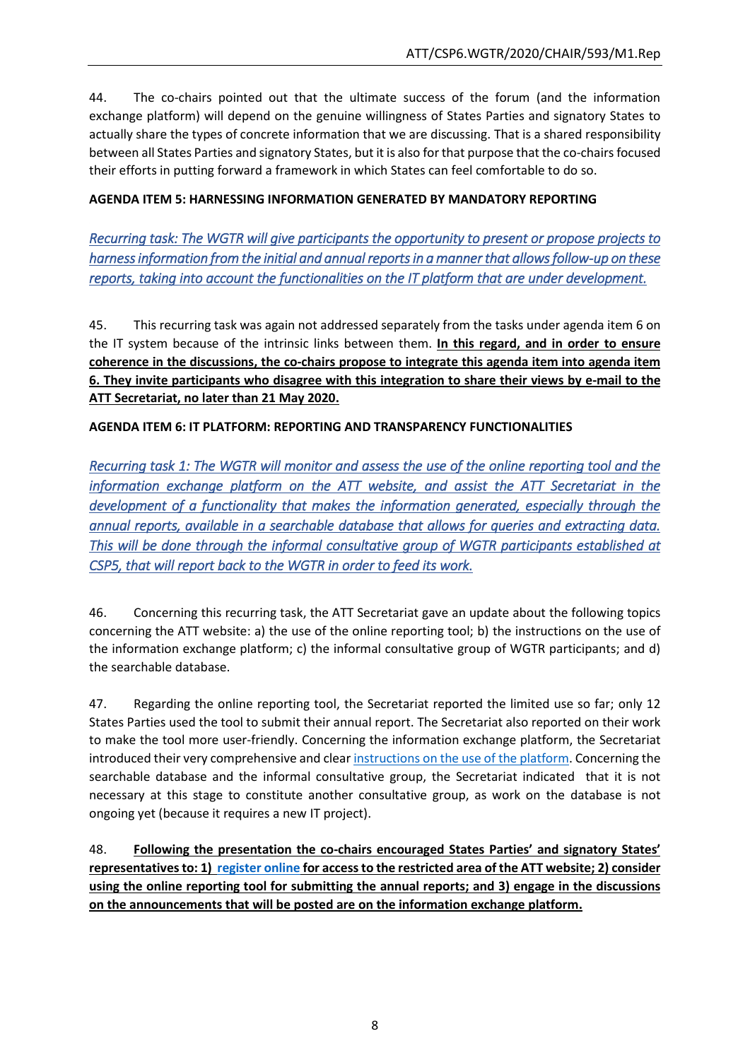44. The co-chairs pointed out that the ultimate success of the forum (and the information exchange platform) will depend on the genuine willingness of States Parties and signatory States to actually share the types of concrete information that we are discussing. That is a shared responsibility between all States Parties and signatory States, but it is also for that purpose that the co-chairs focused their efforts in putting forward a framework in which States can feel comfortable to do so.

**AGENDA ITEM 5: HARNESSING INFORMATION GENERATED BY MANDATORY REPORTING**

*Recurring task: The WGTR will give participants the opportunity to present or propose projects to harness information from the initial and annual reports in a manner that allows follow-up on these reports, taking into account the functionalities on the IT platform that are under development.*

45. This recurring task was again not addressed separately from the tasks under agenda item 6 on the IT system because of the intrinsic links between them. **In this regard, and in order to ensure coherence in the discussions, the co-chairs propose to integrate this agenda item into agenda item 6. They invite participants who disagree with this integration to share their views by e-mail to the ATT Secretariat, no later than 21 May 2020.**

**AGENDA ITEM 6: IT PLATFORM: REPORTING AND TRANSPARENCY FUNCTIONALITIES**

*Recurring task 1: The WGTR will monitor and assess the use of the online reporting tool and the information exchange platform on the ATT website, and assist the ATT Secretariat in the development of a functionality that makes the information generated, especially through the annual reports, available in a searchable database that allows for queries and extracting data. This will be done through the informal consultative group of WGTR participants established at CSP5, that will report back to the WGTR in order to feed its work.*

46. Concerning this recurring task, the ATT Secretariat gave an update about the following topics concerning the ATT website: a) the use of the online reporting tool; b) the instructions on the use of the information exchange platform; c) the informal consultative group of WGTR participants; and d) the searchable database.

47. Regarding the online reporting tool, the Secretariat reported the limited use so far; only 12 States Parties used the tool to submit their annual report. The Secretariat also reported on their work to make the tool more user-friendly. Concerning the information exchange platform, the Secretariat introduced their very comprehensive and clear instructions on the use of the platform. Concerning the searchable database and the informal consultative group, the Secretariat indicated that it is not necessary at this stage to constitute another consultative group, as work on the database is not ongoing yet (because it requires a new IT project).

48. **Following the presentation the co-chairs encouraged States Parties' and signatory States' representatives to: 1) register online for access to the restricted area of the ATT website; 2) consider using the online reporting tool for submitting the annual reports; and 3) engage in the discussions on the announcements that will be posted are on the information exchange platform.**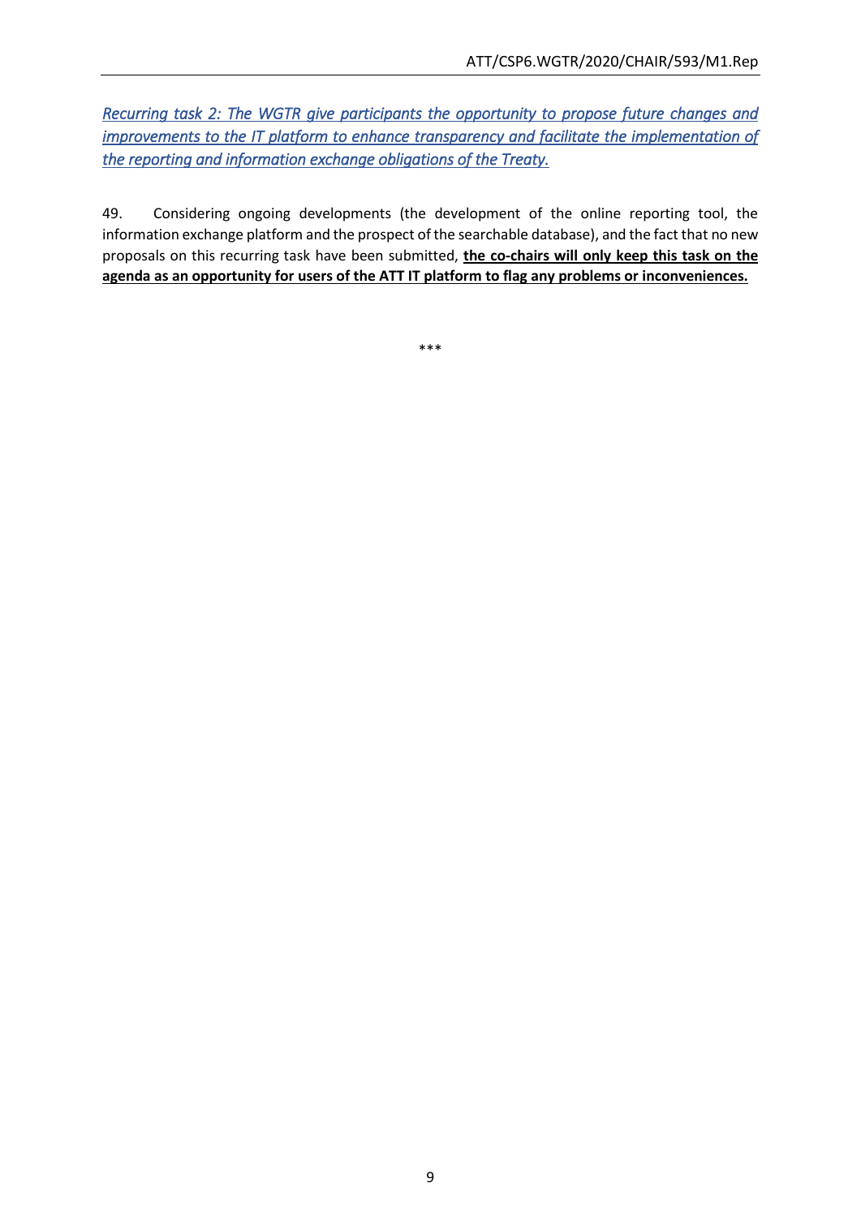*Recurring task 2: The WGTR give participants the opportunity to propose future changes and improvements to the IT platform to enhance transparency and facilitate the implementation of the reporting and information exchange obligations of the Treaty.*

49. Considering ongoing developments (the development of the online reporting tool, the information exchange platform and the prospect of the searchable database), and the fact that no new proposals on this recurring task have been submitted, **the co-chairs will only keep this task on the agenda as an opportunity for users of the ATT IT platform to flag any problems or inconveniences.**

***